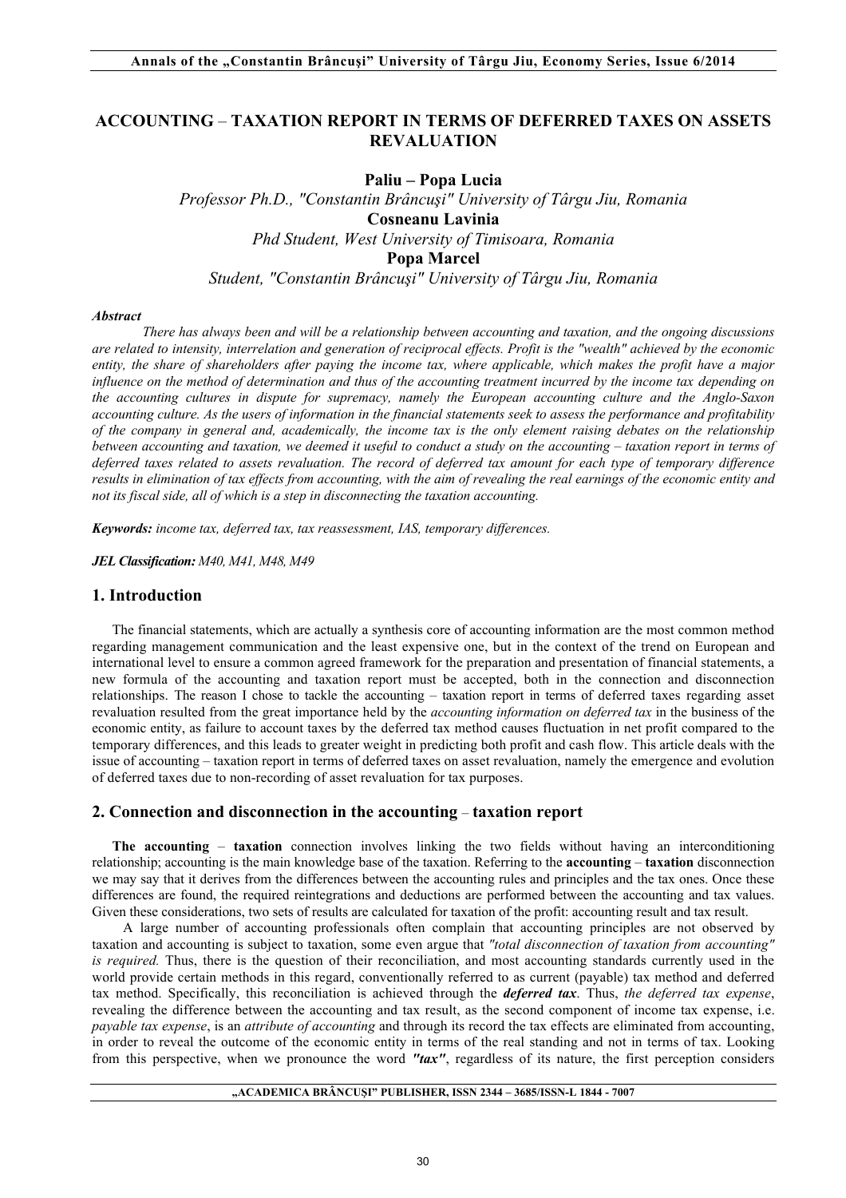# ACCOUNTING – TAXATION REPORT IN TERMS OF DEFERRED TAXES ON ASSETS REVALUATION

**Paliu – Popa Lucia**
*Professor Ph.D., "Constantin Brâncuşi" University of Târgu Jiu, Romania*
**Cosneanu Lavinia**
*Phd Student, West University of Timisoara, Romania*
**Popa Marcel**
*Student, "Constantin Brâncuşi" University of Târgu Jiu, Romania*

***Abstract***

*There has always been and will be a relationship between accounting and taxation, and the ongoing discussions are related to intensity, interrelation and generation of reciprocal effects. Profit is the "wealth" achieved by the economic entity, the share of shareholders after paying the income tax, where applicable, which makes the profit have a major influence on the method of determination and thus of the accounting treatment incurred by the income tax depending on the accounting cultures in dispute for supremacy, namely the European accounting culture and the Anglo-Saxon accounting culture. As the users of information in the financial statements seek to assess the performance and profitability of the company in general and, academically, the income tax is the only element raising debates on the relationship between accounting and taxation, we deemed it useful to conduct a study on the accounting – taxation report in terms of deferred taxes related to assets revaluation. The record of deferred tax amount for each type of temporary difference results in elimination of tax effects from accounting, with the aim of revealing the real earnings of the economic entity and not its fiscal side, all of which is a step in disconnecting the taxation accounting.*

***Keywords:*** *income tax, deferred tax, tax reassessment, IAS, temporary differences.*

***JEL Classification:*** *M40, M41, M48, M49*

## 1. Introduction

The financial statements, which are actually a synthesis core of accounting information are the most common method regarding management communication and the least expensive one, but in the context of the trend on European and international level to ensure a common agreed framework for the preparation and presentation of financial statements, a new formula of the accounting and taxation report must be accepted, both in the connection and disconnection relationships. The reason I chose to tackle the accounting – taxation report in terms of deferred taxes regarding asset revaluation resulted from the great importance held by the *accounting information on deferred tax* in the business of the economic entity, as failure to account taxes by the deferred tax method causes fluctuation in net profit compared to the temporary differences, and this leads to greater weight in predicting both profit and cash flow. This article deals with the issue of accounting – taxation report in terms of deferred taxes on asset revaluation, namely the emergence and evolution of deferred taxes due to non-recording of asset revaluation for tax purposes.

## 2. Connection and disconnection in the accounting – taxation report

**The accounting** – **taxation** connection involves linking the two fields without having an interconditioning relationship; accounting is the main knowledge base of the taxation. Referring to the **accounting** – **taxation** disconnection we may say that it derives from the differences between the accounting rules and principles and the tax ones. Once these differences are found, the required reintegrations and deductions are performed between the accounting and tax values. Given these considerations, two sets of results are calculated for taxation of the profit: accounting result and tax result.

A large number of accounting professionals often complain that accounting principles are not observed by taxation and accounting is subject to taxation, some even argue that *"total disconnection of taxation from accounting" is required.* Thus, there is the question of their reconciliation, and most accounting standards currently used in the world provide certain methods in this regard, conventionally referred to as current (payable) tax method and deferred tax method. Specifically, this reconciliation is achieved through the ***deferred tax***. Thus, *the deferred tax expense*, revealing the difference between the accounting and tax result, as the second component of income tax expense, i.e. *payable tax expense*, is an *attribute of accounting* and through its record the tax effects are eliminated from accounting, in order to reveal the outcome of the economic entity in terms of the real standing and not in terms of tax. Looking from this perspective, when we pronounce the word ***"tax"***, regardless of its nature, the first perception considers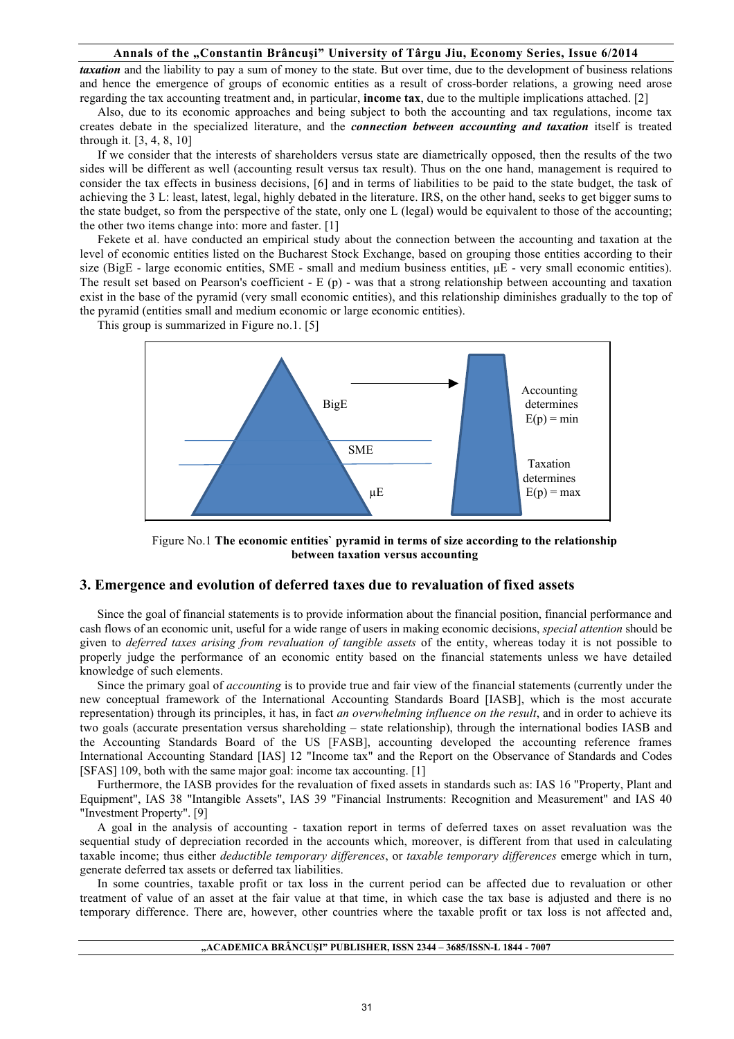***taxation*** and the liability to pay a sum of money to the state. But over time, due to the development of business relations and hence the emergence of groups of economic entities as a result of cross-border relations, a growing need arose regarding the tax accounting treatment and, in particular, **income tax**, due to the multiple implications attached. [2]

Also, due to its economic approaches and being subject to both the accounting and tax regulations, income tax creates debate in the specialized literature, and the ***connection between accounting and taxation*** itself is treated through it. [3, 4, 8, 10]

If we consider that the interests of shareholders versus state are diametrically opposed, then the results of the two sides will be different as well (accounting result versus tax result). Thus on the one hand, management is required to consider the tax effects in business decisions, [6] and in terms of liabilities to be paid to the state budget, the task of achieving the 3 L: least, latest, legal, highly debated in the literature. IRS, on the other hand, seeks to get bigger sums to the state budget, so from the perspective of the state, only one L (legal) would be equivalent to those of the accounting; the other two items change into: more and faster. [1]

Fekete et al. have conducted an empirical study about the connection between the accounting and taxation at the level of economic entities listed on the Bucharest Stock Exchange, based on grouping those entities according to their size (BigE - large economic entities, SME - small and medium business entities, μE - very small economic entities). The result set based on Pearson's coefficient - E (p) - was that a strong relationship between accounting and taxation exist in the base of the pyramid (very small economic entities), and this relationship diminishes gradually to the top of the pyramid (entities small and medium economic or large economic entities).

This group is summarized in Figure no.1. [5]

BigE

SME

μE

Accounting determines E(p) = min

Taxation determines E(p) = max

Figure No.1 **The economic entities` pyramid in terms of size according to the relationship between taxation versus accounting**

## 3. Emergence and evolution of deferred taxes due to revaluation of fixed assets

Since the goal of financial statements is to provide information about the financial position, financial performance and cash flows of an economic unit, useful for a wide range of users in making economic decisions, *special attention* should be given to *deferred taxes arising from revaluation of tangible assets* of the entity, whereas today it is not possible to properly judge the performance of an economic entity based on the financial statements unless we have detailed knowledge of such elements.

Since the primary goal of *accounting* is to provide true and fair view of the financial statements (currently under the new conceptual framework of the International Accounting Standards Board [IASB], which is the most accurate representation) through its principles, it has, in fact *an overwhelming influence on the result*, and in order to achieve its two goals (accurate presentation versus shareholding – state relationship), through the international bodies IASB and the Accounting Standards Board of the US [FASB], accounting developed the accounting reference frames International Accounting Standard [IAS] 12 "Income tax" and the Report on the Observance of Standards and Codes [SFAS] 109, both with the same major goal: income tax accounting. [1]

Furthermore, the IASB provides for the revaluation of fixed assets in standards such as: IAS 16 "Property, Plant and Equipment", IAS 38 "Intangible Assets", IAS 39 "Financial Instruments: Recognition and Measurement" and IAS 40 "Investment Property". [9]

A goal in the analysis of accounting - taxation report in terms of deferred taxes on asset revaluation was the sequential study of depreciation recorded in the accounts which, moreover, is different from that used in calculating taxable income; thus either *deductible temporary differences*, or *taxable temporary differences* emerge which in turn, generate deferred tax assets or deferred tax liabilities.

In some countries, taxable profit or tax loss in the current period can be affected due to revaluation or other treatment of value of an asset at the fair value at that time, in which case the tax base is adjusted and there is no temporary difference. There are, however, other countries where the taxable profit or tax loss is not affected and,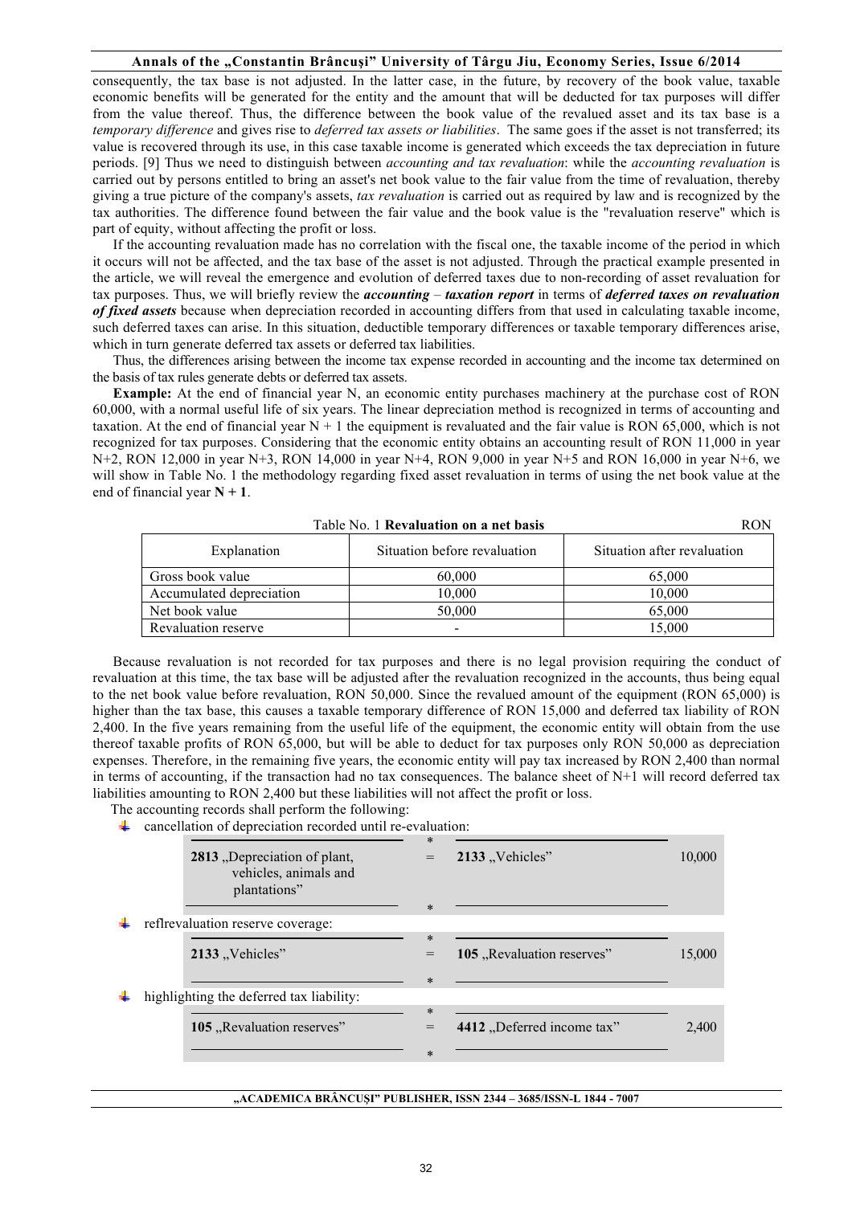consequently, the tax base is not adjusted. In the latter case, in the future, by recovery of the book value, taxable economic benefits will be generated for the entity and the amount that will be deducted for tax purposes will differ from the value thereof. Thus, the difference between the book value of the revalued asset and its tax base is a *temporary difference* and gives rise to *deferred tax assets or liabilities*. The same goes if the asset is not transferred; its value is recovered through its use, in this case taxable income is generated which exceeds the tax depreciation in future periods. [9] Thus we need to distinguish between *accounting and tax revaluation*: while the *accounting revaluation* is carried out by persons entitled to bring an asset's net book value to the fair value from the time of revaluation, thereby giving a true picture of the company's assets, *tax revaluation* is carried out as required by law and is recognized by the tax authorities. The difference found between the fair value and the book value is the "revaluation reserve" which is part of equity, without affecting the profit or loss.

If the accounting revaluation made has no correlation with the fiscal one, the taxable income of the period in which it occurs will not be affected, and the tax base of the asset is not adjusted. Through the practical example presented in the article, we will reveal the emergence and evolution of deferred taxes due to non-recording of asset revaluation for tax purposes. Thus, we will briefly review the ***accounting*** – ***taxation report*** in terms of ***deferred taxes on revaluation of fixed assets*** because when depreciation recorded in accounting differs from that used in calculating taxable income, such deferred taxes can arise. In this situation, deductible temporary differences or taxable temporary differences arise, which in turn generate deferred tax assets or deferred tax liabilities.

Thus, the differences arising between the income tax expense recorded in accounting and the income tax determined on the basis of tax rules generate debts or deferred tax assets.

**Example:** At the end of financial year N, an economic entity purchases machinery at the purchase cost of RON 60,000, with a normal useful life of six years. The linear depreciation method is recognized in terms of accounting and taxation. At the end of financial year N + 1 the equipment is revaluated and the fair value is RON 65,000, which is not recognized for tax purposes. Considering that the economic entity obtains an accounting result of RON 11,000 in year N+2, RON 12,000 in year N+3, RON 14,000 in year N+4, RON 9,000 in year N+5 and RON 16,000 in year N+6, we will show in Table No. 1 the methodology regarding fixed asset revaluation in terms of using the net book value at the end of financial year **N + 1**.

Table No. 1 **Revaluation on a net basis** RON

| Explanation | Situation before revaluation | Situation after revaluation |
|---|---|---|
| Gross book value | 60,000 | 65,000 |
| Accumulated depreciation | 10,000 | 10,000 |
| Net book value | 50,000 | 65,000 |
| Revaluation reserve | - | 15,000 |

Because revaluation is not recorded for tax purposes and there is no legal provision requiring the conduct of revaluation at this time, the tax base will be adjusted after the revaluation recognized in the accounts, thus being equal to the net book value before revaluation, RON 50,000. Since the revalued amount of the equipment (RON 65,000) is higher than the tax base, this causes a taxable temporary difference of RON 15,000 and deferred tax liability of RON 2,400. In the five years remaining from the useful life of the equipment, the economic entity will obtain from the use thereof taxable profits of RON 65,000, but will be able to deduct for tax purposes only RON 50,000 as depreciation expenses. Therefore, in the remaining five years, the economic entity will pay tax increased by RON 2,400 than normal in terms of accounting, if the transaction had no tax consequences. The balance sheet of N+1 will record deferred tax liabilities amounting to RON 2,400 but these liabilities will not affect the profit or loss.

The accounting records shall perform the following:

- cancellation of depreciation recorded until re-evaluation:

| | | | |
|---|---|---|---|
| **2813** „Depreciation of plant, vehicles, animals and plantations" | = | **2133** „Vehicles" | 10,000 |

- reflrevaluation reserve coverage:

| | | | |
|---|---|---|---|
| **2133** „Vehicles" | = | **105** „Revaluation reserves" | 15,000 |

- highlighting the deferred tax liability:

| | | | |
|---|---|---|---|
| **105** „Revaluation reserves" | = | **4412** „Deferred income tax" | 2,400 |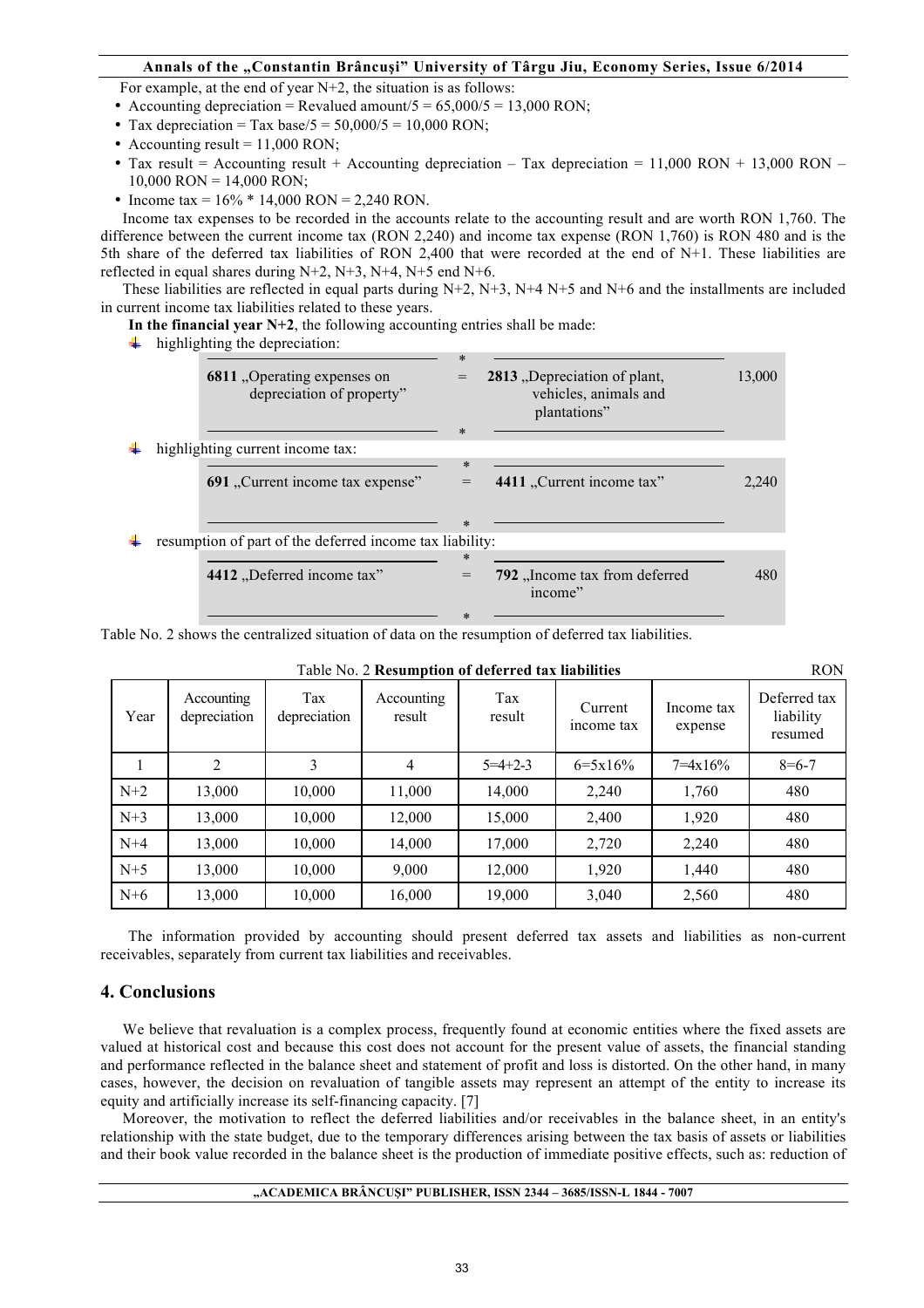For example, at the end of year N+2, the situation is as follows:

- Accounting depreciation = Revalued amount/5 = 65,000/5 = 13,000 RON;
- Tax depreciation = Tax base/5 = 50,000/5 = 10,000 RON;
- Accounting result = 11,000 RON;
- Tax result = Accounting result + Accounting depreciation – Tax depreciation = 11,000 RON + 13,000 RON – 10,000 RON = 14,000 RON;
- Income tax = 16% * 14,000 RON = 2,240 RON.

Income tax expenses to be recorded in the accounts relate to the accounting result and are worth RON 1,760. The difference between the current income tax (RON 2,240) and income tax expense (RON 1,760) is RON 480 and is the 5th share of the deferred tax liabilities of RON 2,400 that were recorded at the end of N+1. These liabilities are reflected in equal shares during N+2, N+3, N+4, N+5 end N+6.

These liabilities are reflected in equal parts during N+2, N+3, N+4 N+5 and N+6 and the installments are included in current income tax liabilities related to these years.

**In the financial year N+2**, the following accounting entries shall be made:

- highlighting the depreciation:

| | | | |
|---|---|---|---|
| **6811** „Operating expenses on depreciation of property" | = | **2813** „Depreciation of plant, vehicles, animals and plantations" | 13,000 |

- highlighting current income tax:

| | | | |
|---|---|---|---|
| **691** „Current income tax expense" | = | **4411** „Current income tax" | 2,240 |

- resumption of part of the deferred income tax liability:

| | | | |
|---|---|---|---|
| **4412** „Deferred income tax" | = | **792** „Income tax from deferred income" | 480 |

Table No. 2 shows the centralized situation of data on the resumption of deferred tax liabilities.

Table No. 2 **Resumption of deferred tax liabilities**

RON

| Year | Accounting depreciation | Tax depreciation | Accounting result | Tax result | Current income tax | Income tax expense | Deferred tax liability resumed |
|---|---|---|---|---|---|---|---|
| 1 | 2 | 3 | 4 | 5=4+2-3 | 6=5x16% | 7=4x16% | 8=6-7 |
| N+2 | 13,000 | 10,000 | 11,000 | 14,000 | 2,240 | 1,760 | 480 |
| N+3 | 13,000 | 10,000 | 12,000 | 15,000 | 2,400 | 1,920 | 480 |
| N+4 | 13,000 | 10,000 | 14,000 | 17,000 | 2,720 | 2,240 | 480 |
| N+5 | 13,000 | 10,000 | 9,000 | 12,000 | 1,920 | 1,440 | 480 |
| N+6 | 13,000 | 10,000 | 16,000 | 19,000 | 3,040 | 2,560 | 480 |

The information provided by accounting should present deferred tax assets and liabilities as non-current receivables, separately from current tax liabilities and receivables.

## 4. Conclusions

We believe that revaluation is a complex process, frequently found at economic entities where the fixed assets are valued at historical cost and because this cost does not account for the present value of assets, the financial standing and performance reflected in the balance sheet and statement of profit and loss is distorted. On the other hand, in many cases, however, the decision on revaluation of tangible assets may represent an attempt of the entity to increase its equity and artificially increase its self-financing capacity. [7]

Moreover, the motivation to reflect the deferred liabilities and/or receivables in the balance sheet, in an entity's relationship with the state budget, due to the temporary differences arising between the tax basis of assets or liabilities and their book value recorded in the balance sheet is the production of immediate positive effects, such as: reduction of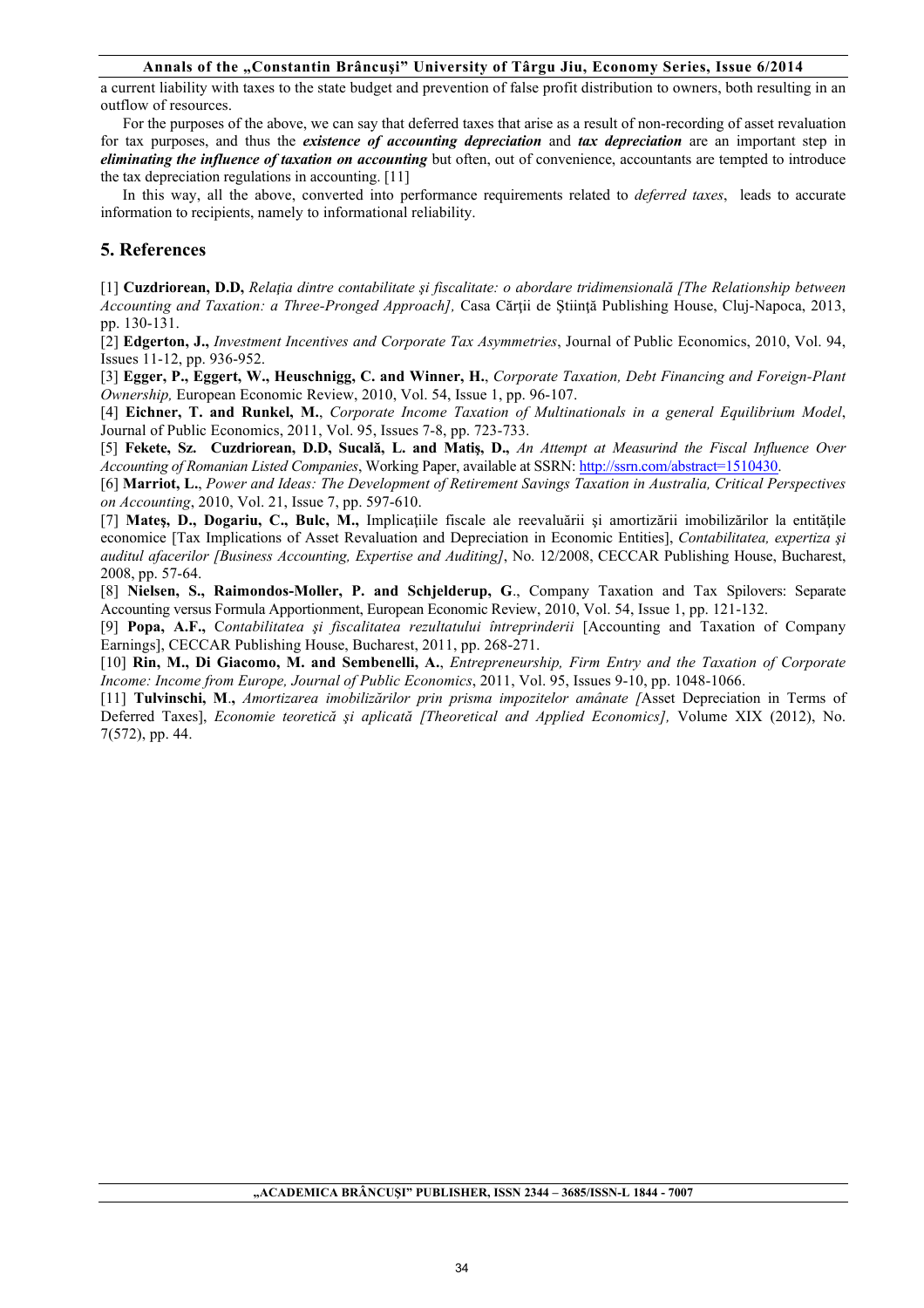a current liability with taxes to the state budget and prevention of false profit distribution to owners, both resulting in an outflow of resources.

For the purposes of the above, we can say that deferred taxes that arise as a result of non-recording of asset revaluation for tax purposes, and thus the ***existence of accounting depreciation*** and ***tax depreciation*** are an important step in ***eliminating the influence of taxation on accounting*** but often, out of convenience, accountants are tempted to introduce the tax depreciation regulations in accounting. [11]

In this way, all the above, converted into performance requirements related to *deferred taxes*, leads to accurate information to recipients, namely to informational reliability.

## 5. References

[1] **Cuzdriorean, D.D,** *Relaţia dintre contabilitate şi fiscalitate: o abordare tridimensională [The Relationship between Accounting and Taxation: a Three-Pronged Approach],* Casa Cărţii de Ştiinţă Publishing House, Cluj-Napoca, 2013, pp. 130-131.

[2] **Edgerton, J.,** *Investment Incentives and Corporate Tax Asymmetries*, Journal of Public Economics, 2010, Vol. 94, Issues 11-12, pp. 936-952.

[3] **Egger, P., Eggert, W., Heuschnigg, C. and Winner, H.**, *Corporate Taxation, Debt Financing and Foreign-Plant Ownership,* European Economic Review, 2010, Vol. 54, Issue 1, pp. 96-107.

[4] **Eichner, T. and Runkel, M.**, *Corporate Income Taxation of Multinationals in a general Equilibrium Model*, Journal of Public Economics, 2011, Vol. 95, Issues 7-8, pp. 723-733.

[5] **Fekete, Sz. Cuzdriorean, D.D, Sucală, L. and Matiş, D.,** *An Attempt at Measurind the Fiscal Influence Over Accounting of Romanian Listed Companies*, Working Paper, available at SSRN: http://ssrn.com/abstract=1510430.

[6] **Marriot, L.**, *Power and Ideas: The Development of Retirement Savings Taxation in Australia, Critical Perspectives on Accounting*, 2010, Vol. 21, Issue 7, pp. 597-610.

[7] **Mateş, D., Dogariu, C., Bulc, M.,** Implicaţiile fiscale ale reevaluării şi amortizării imobilizărilor la entităţile economice [Tax Implications of Asset Revaluation and Depreciation in Economic Entities], *Contabilitatea, expertiza şi auditul afacerilor [Business Accounting, Expertise and Auditing]*, No. 12/2008, CECCAR Publishing House, Bucharest, 2008, pp. 57-64.

[8] **Nielsen, S., Raimondos-Moller, P. and Schjelderup, G**., Company Taxation and Tax Spilovers: Separate Accounting versus Formula Apportionment, European Economic Review, 2010, Vol. 54, Issue 1, pp. 121-132.

[9] **Popa, A.F.,** C*ontabilitatea şi fiscalitatea rezultatului întreprinderii* [Accounting and Taxation of Company Earnings], CECCAR Publishing House, Bucharest, 2011, pp. 268-271.

[10] **Rin, M., Di Giacomo, M. and Sembenelli, A.**, *Entrepreneurship, Firm Entry and the Taxation of Corporate Income: Income from Europe, Journal of Public Economics*, 2011, Vol. 95, Issues 9-10, pp. 1048-1066.

[11] **Tulvinschi, M**., *Amortizarea imobilizărilor prin prisma impozitelor amânate [*Asset Depreciation in Terms of Deferred Taxes], *Economie teoretică şi aplicată [Theoretical and Applied Economics],* Volume XIX (2012), No. 7(572), pp. 44.